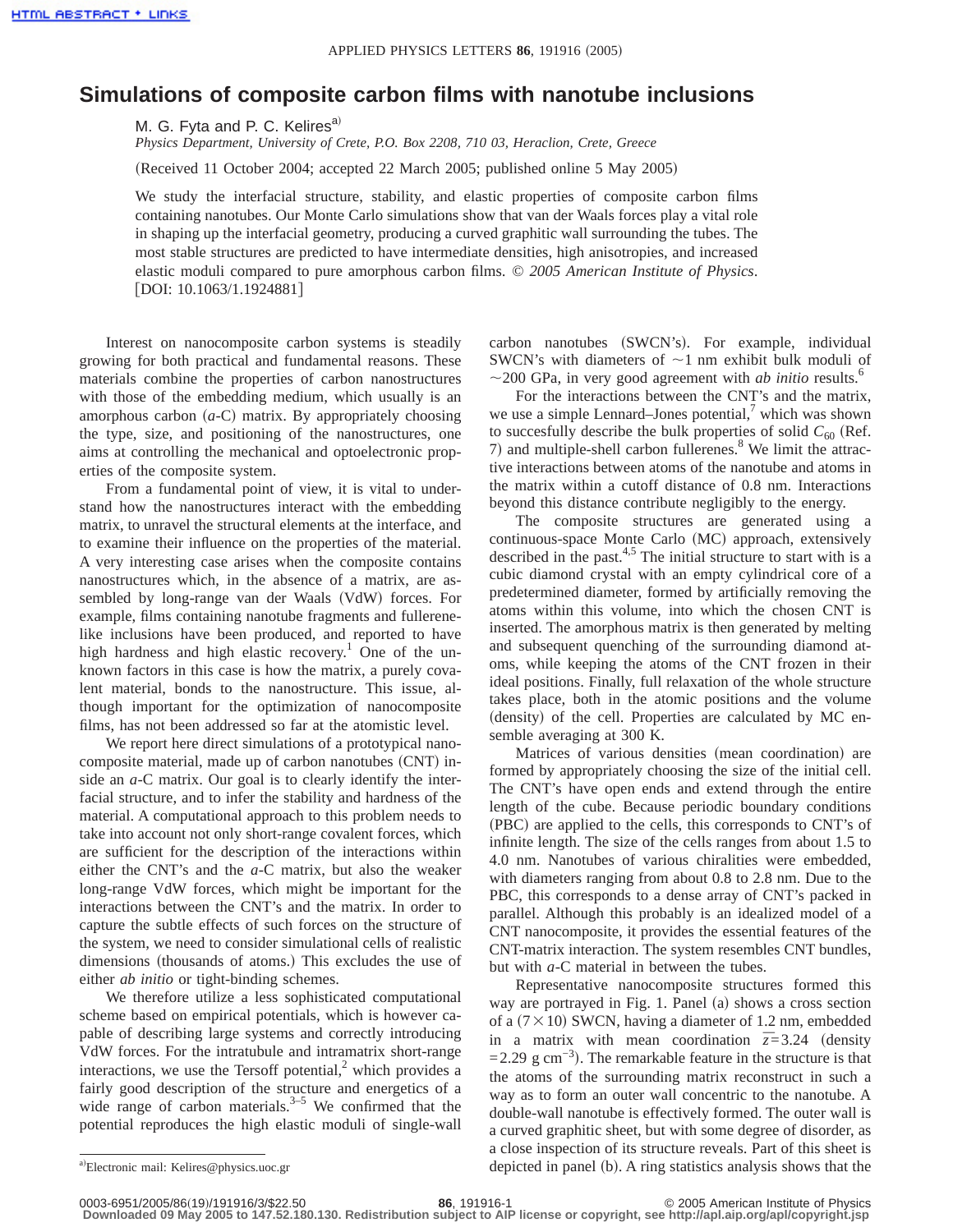# Simulations of composite carbon films with nanotube inclusions

M. G. Fyta and P. C. Kelires[a)]

*Physics Department, University of Crete, P.O. Box 2208, 710 03, Heraclion, Crete, Greece*

(Received 11 October 2004; accepted 22 March 2005; published online 5 May 2005)

We study the interfacial structure, stability, and elastic properties of composite carbon films containing nanotubes. Our Monte Carlo simulations show that van der Waals forces play a vital role in shaping up the interfacial geometry, producing a curved graphitic wall surrounding the tubes. The most stable structures are predicted to have intermediate densities, high anisotropies, and increased elastic moduli compared to pure amorphous carbon films. © *2005 American Institute of Physics*. [DOI: 10.1063/1.1924881]

Interest on nanocomposite carbon systems is steadily growing for both practical and fundamental reasons. These materials combine the properties of carbon nanostructures with those of the embedding medium, which usually is an amorphous carbon (*a*-C) matrix. By appropriately choosing the type, size, and positioning of the nanostructures, one aims at controlling the mechanical and optoelectronic properties of the composite system.

From a fundamental point of view, it is vital to understand how the nanostructures interact with the embedding matrix, to unravel the structural elements at the interface, and to examine their influence on the properties of the material. A very interesting case arises when the composite contains nanostructures which, in the absence of a matrix, are assembled by long-range van der Waals (VdW) forces. For example, films containing nanotube fragments and fullerene-like inclusions have been produced, and reported to have high hardness and high elastic recovery.[1] One of the unknown factors in this case is how the matrix, a purely covalent material, bonds to the nanostructure. This issue, although important for the optimization of nanocomposite films, has not been addressed so far at the atomistic level.

We report here direct simulations of a prototypical nanocomposite material, made up of carbon nanotubes (CNT) inside an *a*-C matrix. Our goal is to clearly identify the interfacial structure, and to infer the stability and hardness of the material. A computational approach to this problem needs to take into account not only short-range covalent forces, which are sufficient for the description of the interactions within either the CNT's and the *a*-C matrix, but also the weaker long-range VdW forces, which might be important for the interactions between the CNT's and the matrix. In order to capture the subtle effects of such forces on the structure of the system, we need to consider simulational cells of realistic dimensions (thousands of atoms.) This excludes the use of either *ab initio* or tight-binding schemes.

We therefore utilize a less sophisticated computational scheme based on empirical potentials, which is however capable of describing large systems and correctly introducing VdW forces. For the intratubule and intramatrix short-range interactions, we use the Tersoff potential,[2] which provides a fairly good description of the structure and energetics of a wide range of carbon materials.[3–5] We confirmed that the potential reproduces the high elastic moduli of single-wall carbon nanotubes (SWCN's). For example, individual SWCN's with diameters of ~1 nm exhibit bulk moduli of ~200 GPa, in very good agreement with *ab initio* results.[6]

For the interactions between the CNT's and the matrix, we use a simple Lennard–Jones potential,[7] which was shown to succesfully describe the bulk properties of solid $C_{60}$ (Ref. 7) and multiple-shell carbon fullerenes.[8] We limit the attractive interactions between atoms of the nanotube and atoms in the matrix within a cutoff distance of 0.8 nm. Interactions beyond this distance contribute negligibly to the energy.

The composite structures are generated using a continuous-space Monte Carlo (MC) approach, extensively described in the past.[4,5] The initial structure to start with is a cubic diamond crystal with an empty cylindrical core of a predetermined diameter, formed by artificially removing the atoms within this volume, into which the chosen CNT is inserted. The amorphous matrix is then generated by melting and subsequent quenching of the surrounding diamond atoms, while keeping the atoms of the CNT frozen in their ideal positions. Finally, full relaxation of the whole structure takes place, both in the atomic positions and the volume (density) of the cell. Properties are calculated by MC ensemble averaging at 300 K.

Matrices of various densities (mean coordination) are formed by appropriately choosing the size of the initial cell. The CNT's have open ends and extend through the entire length of the cube. Because periodic boundary conditions (PBC) are applied to the cells, this corresponds to CNT's of infinite length. The size of the cells ranges from about 1.5 to 4.0 nm. Nanotubes of various chiralities were embedded, with diameters ranging from about 0.8 to 2.8 nm. Due to the PBC, this corresponds to a dense array of CNT's packed in parallel. Although this probably is an idealized model of a CNT nanocomposite, it provides the essential features of the CNT-matrix interaction. The system resembles CNT bundles, but with *a*-C material in between the tubes.

Representative nanocomposite structures formed this way are portrayed in Fig. 1. Panel (a) shows a cross section of a (7×10) SWCN, having a diameter of 1.2 nm, embedded in a matrix with mean coordination $\bar{z}=3.24$ (density $=2.29$ g cm$^{-3}$). The remarkable feature in the structure is that the atoms of the surrounding matrix reconstruct in such a way as to form an outer wall concentric to the nanotube. A double-wall nanotube is effectively formed. The outer wall is a curved graphitic sheet, but with some degree of disorder, as a close inspection of its structure reveals. Part of this sheet is depicted in panel (b). A ring statistics analysis shows that the

[a)]Electronic mail: Kelires@physics.uoc.gr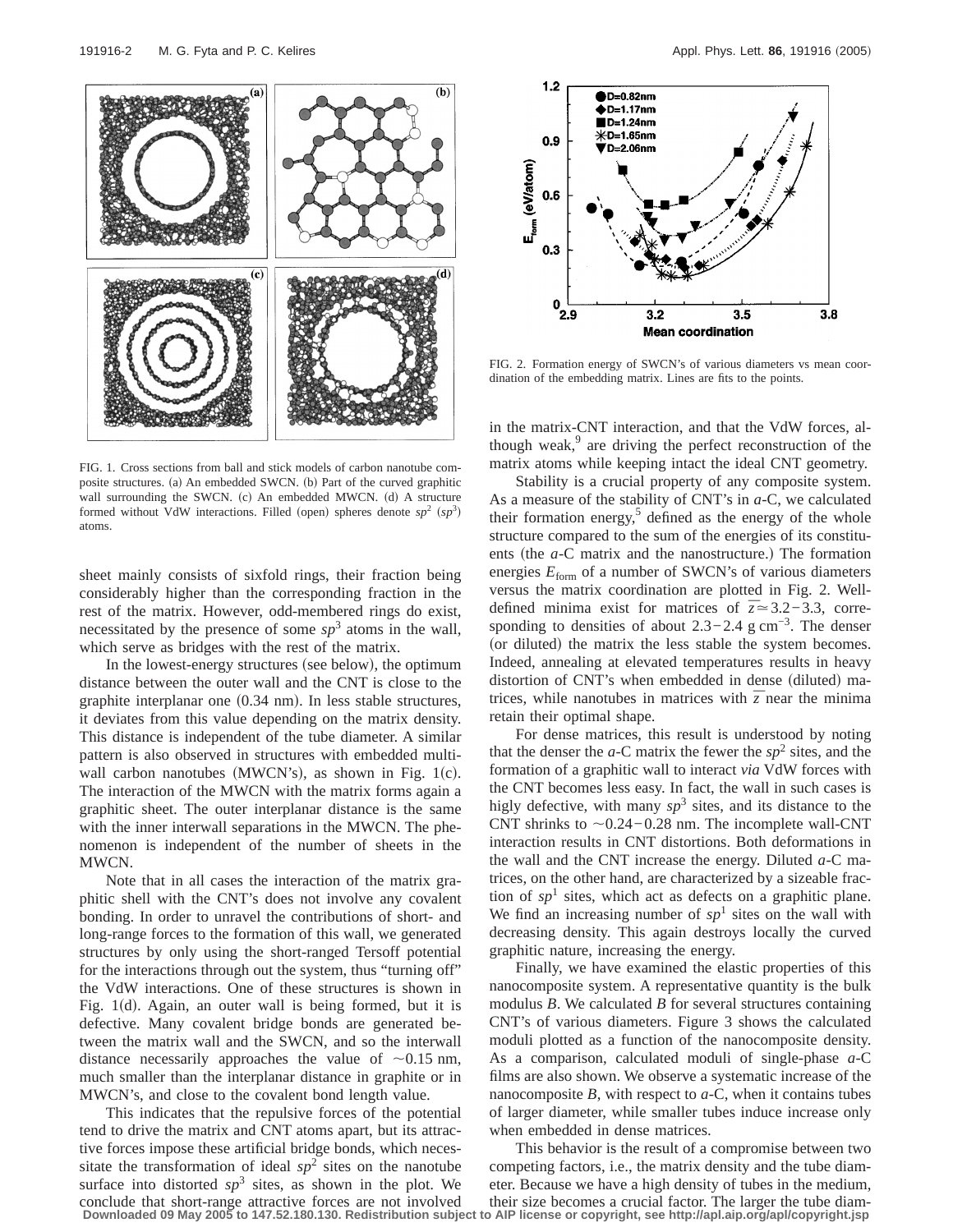FIG. 1. Cross sections from ball and stick models of carbon nanotube composite structures. (a) An embedded SWCN. (b) Part of the curved graphitic wall surrounding the SWCN. (c) An embedded MWCN. (d) A structure formed without VdW interactions. Filled (open) spheres denote $sp^2$ ($sp^3$) atoms.

sheet mainly consists of sixfold rings, their fraction being considerably higher than the corresponding fraction in the rest of the matrix. However, odd-membered rings do exist, necessitated by the presence of some $sp^3$ atoms in the wall, which serve as bridges with the rest of the matrix.

In the lowest-energy structures (see below), the optimum distance between the outer wall and the CNT is close to the graphite interplanar one (0.34 nm). In less stable structures, it deviates from this value depending on the matrix density. This distance is independent of the tube diameter. A similar pattern is also observed in structures with embedded multiwall carbon nanotubes (MWCN's), as shown in Fig. 1(c). The interaction of the MWCN with the matrix forms again a graphitic sheet. The outer interplanar distance is the same with the inner interwall separations in the MWCN. The phenomenon is independent of the number of sheets in the MWCN.

Note that in all cases the interaction of the matrix graphitic shell with the CNT's does not involve any covalent bonding. In order to unravel the contributions of short- and long-range forces to the formation of this wall, we generated structures by only using the short-ranged Tersoff potential for the interactions through out the system, thus "turning off" the VdW interactions. One of these structures is shown in Fig. 1(d). Again, an outer wall is being formed, but it is defective. Many covalent bridge bonds are generated between the matrix wall and the SWCN, and so the interwall distance necessarily approaches the value of ~0.15 nm, much smaller than the interplanar distance in graphite or in MWCN's, and close to the covalent bond length value.

This indicates that the repulsive forces of the potential tend to drive the matrix and CNT atoms apart, but its attractive forces impose these artificial bridge bonds, which necessitate the transformation of ideal $sp^2$ sites on the nanotube surface into distorted $sp^3$ sites, as shown in the plot. We conclude that short-range attractive forces are not involved in the matrix-CNT interaction, and that the VdW forces, although weak,[9] are driving the perfect reconstruction of the matrix atoms while keeping intact the ideal CNT geometry.

FIG. 2. Formation energy of SWCN's of various diameters vs mean coordination of the embedding matrix. Lines are fits to the points.

Stability is a crucial property of any composite system. As a measure of the stability of CNT's in *a*-C, we calculated their formation energy,[5] defined as the energy of the whole structure compared to the sum of the energies of its constituents (the *a*-C matrix and the nanostructure.) The formation energies $E_{form}$ of a number of SWCN's of various diameters versus the matrix coordination are plotted in Fig. 2. Well-defined minima exist for matrices of $\bar{z} \simeq 3.2-3.3$, corresponding to densities of about 2.3–2.4 g cm$^{-3}$. The denser (or diluted) the matrix the less stable the system becomes. Indeed, annealing at elevated temperatures results in heavy distortion of CNT's when embedded in dense (diluted) matrices, while nanotubes in matrices with $\bar{z}$ near the minima retain their optimal shape.

For dense matrices, this result is understood by noting that the denser the *a*-C matrix the fewer the $sp^2$ sites, and the formation of a graphitic wall to interact *via* VdW forces with the CNT becomes less easy. In fact, the wall in such cases is higly defective, with many $sp^3$ sites, and its distance to the CNT shrinks to ~0.24–0.28 nm. The incomplete wall-CNT interaction results in CNT distortions. Both deformations in the wall and the CNT increase the energy. Diluted *a*-C matrices, on the other hand, are characterized by a sizeable fraction of $sp^1$ sites, which act as defects on a graphitic plane. We find an increasing number of $sp^1$ sites on the wall with decreasing density. This again destroys locally the curved graphitic nature, increasing the energy.

Finally, we have examined the elastic properties of this nanocomposite system. A representative quantity is the bulk modulus $B$. We calculated $B$ for several structures containing CNT's of various diameters. Figure 3 shows the calculated moduli plotted as a function of the nanocomposite density. As a comparison, calculated moduli of single-phase *a*-C films are also shown. We observe a systematic increase of the nanocomposite $B$, with respect to *a*-C, when it contains tubes of larger diameter, while smaller tubes induce increase only when embedded in dense matrices.

This behavior is the result of a compromise between two competing factors, i.e., the matrix density and the tube diameter. Because we have a high density of tubes in the medium, their size becomes a crucial factor. The larger the tube diam-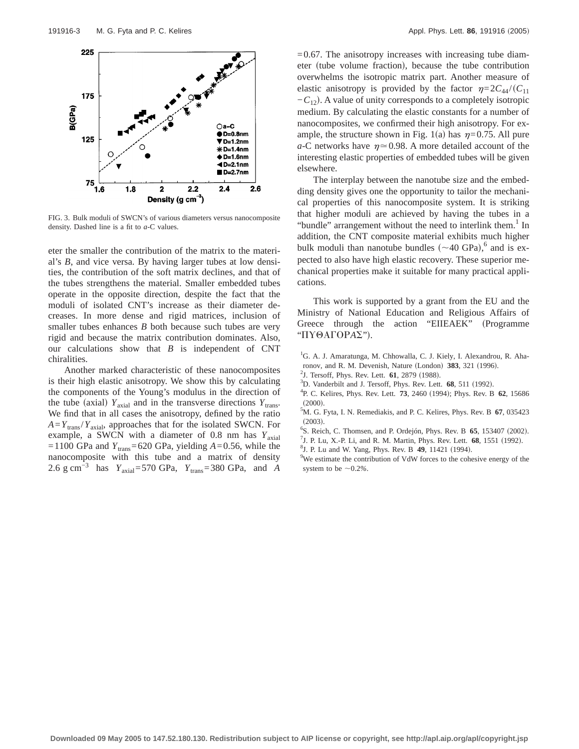225

175

125

75

1.6 1.8 2 2.2 2.4 2.6

B(GPa)

Density (g cm$^{-3}$)

a–C

D=0.8nm

D=1.2nm

D=1.4nm

D=1.6nm

D=2.1nm

D=2.7nm

FIG. 3. Bulk moduli of SWCN's of various diameters versus nanocomposite density. Dashed line is a fit to *a*-C values.

eter the smaller the contribution of the matrix to the material's *B*, and vice versa. By having larger tubes at low densities, the contribution of the soft matrix declines, and that of the tubes strengthens the material. Smaller embedded tubes operate in the opposite direction, despite the fact that the moduli of isolated CNT's increase as their diameter decreases. In more dense and rigid matrices, inclusion of smaller tubes enhances *B* both because such tubes are very rigid and because the matrix contribution dominates. Also, our calculations show that *B* is independent of CNT chiralities.

Another marked characteristic of these nanocomposites is their high elastic anisotropy. We show this by calculating the components of the Young's modulus in the direction of the tube (axial) $Y_{\text{axial}}$ and in the transverse directions $Y_{\text{trans}}$. We find that in all cases the anisotropy, defined by the ratio $A = Y_{\text{trans}}/Y_{\text{axial}}$, approaches that for the isolated SWCN. For example, a SWCN with a diameter of 0.8 nm has $Y_{\text{axial}} = 1100$ GPa and $Y_{\text{trans}} = 620$ GPa, yielding $A = 0.56$, while the nanocomposite with this tube and a matrix of density 2.6 g cm$^{-3}$ has $Y_{\text{axial}} = 570$ GPa, $Y_{\text{trans}} = 380$ GPa, and $A = 0.67$. The anisotropy increases with increasing tube diameter (tube volume fraction), because the tube contribution overwhelms the isotropic matrix part. Another measure of elastic anisotropy is provided by the factor $\eta = 2C_{44}/(C_{11} - C_{12})$. A value of unity corresponds to a completely isotropic medium. By calculating the elastic constants for a number of nanocomposites, we confirmed their high anisotropy. For example, the structure shown in Fig. 1(a) has $\eta = 0.75$. All pure *a*-C networks have $\eta \simeq 0.98$. A more detailed account of the interesting elastic properties of embedded tubes will be given elsewhere.

The interplay between the nanotube size and the embedding density gives one the opportunity to tailor the mechanical properties of this nanocomposite system. It is striking that higher moduli are achieved by having the tubes in a "bundle" arrangement without the need to interlink them.[1] In addition, the CNT composite material exhibits much higher bulk moduli than nanotube bundles (~40 GPa),[6] and is expected to also have high elastic recovery. These superior mechanical properties make it suitable for many practical applications.

This work is supported by a grant from the EU and the Ministry of National Education and Religious Affairs of Greece through the action "ΕΠΕΑΕΚ" (Programme "ΠΥΘΑΓΟΡΑΣ").

[1] G. A. J. Amaratunga, M. Chhowalla, C. J. Kiely, I. Alexandrou, R. Aharonov, and R. M. Devenish, Nature (London) **383**, 321 (1996).
[2] J. Tersoff, Phys. Rev. Lett. **61**, 2879 (1988).
[3] D. Vanderbilt and J. Tersoff, Phys. Rev. Lett. **68**, 511 (1992).
[4] P. C. Kelires, Phys. Rev. Lett. **73**, 2460 (1994); Phys. Rev. B **62**, 15686 (2000).
[5] M. G. Fyta, I. N. Remediakis, and P. C. Kelires, Phys. Rev. B **67**, 035423 (2003).
[6] S. Reich, C. Thomsen, and P. Ordejón, Phys. Rev. B **65**, 153407 (2002).
[7] J. P. Lu, X.-P. Li, and R. M. Martin, Phys. Rev. Lett. **68**, 1551 (1992).
[8] J. P. Lu and W. Yang, Phys. Rev. B **49**, 11421 (1994).
[9] We estimate the contribution of VdW forces to the cohesive energy of the system to be ~0.2%.